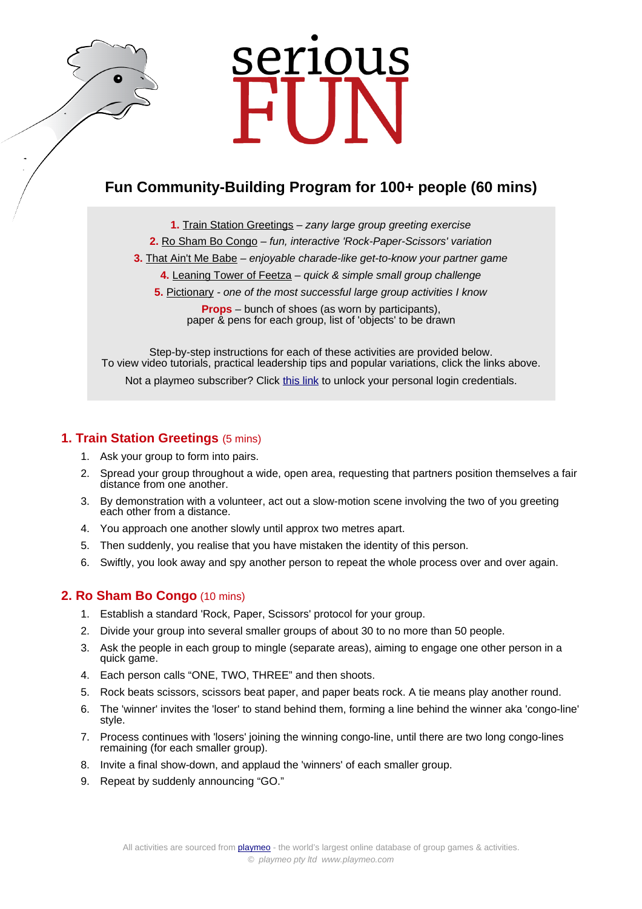# serious FUN

## Fun Community-Building Program for 100+ people (60 mins)

**1.** Train Station Greetings – *zany large group greeting exercise*

**2.** Ro Sham Bo Congo – *fun, interactive 'Rock-Paper-Scissors' variation*

**3.** That Ain't Me Babe – *enjoyable charade-like get-to-know your partner game*

**4.** Leaning Tower of Feetza – *quick & simple small group challenge*

**5.** Pictionary - *one of the most successful large group activities I know*

**Props** – bunch of shoes (as worn by participants), paper & pens for each group, list of 'objects' to be drawn

Step-by-step instructions for each of these activities are provided below.
To view video tutorials, practical leadership tips and popular variations, click the links above.

Not a playmeo subscriber? Click this link to unlock your personal login credentials.

### 1. Train Station Greetings (5 mins)

1. Ask your group to form into pairs.
2. Spread your group throughout a wide, open area, requesting that partners position themselves a fair distance from one another.
3. By demonstration with a volunteer, act out a slow-motion scene involving the two of you greeting each other from a distance.
4. You approach one another slowly until approx two metres apart.
5. Then suddenly, you realise that you have mistaken the identity of this person.
6. Swiftly, you look away and spy another person to repeat the whole process over and over again.

### 2. Ro Sham Bo Congo (10 mins)

1. Establish a standard 'Rock, Paper, Scissors' protocol for your group.
2. Divide your group into several smaller groups of about 30 to no more than 50 people.
3. Ask the people in each group to mingle (separate areas), aiming to engage one other person in a quick game.
4. Each person calls “ONE, TWO, THREE” and then shoots.
5. Rock beats scissors, scissors beat paper, and paper beats rock. A tie means play another round.
6. The 'winner' invites the 'loser' to stand behind them, forming a line behind the winner aka 'congo-line' style.
7. Process continues with 'losers' joining the winning congo-line, until there are two long congo-lines remaining (for each smaller group).
8. Invite a final show-down, and applaud the 'winners' of each smaller group.
9. Repeat by suddenly announcing “GO.”

All activities are sourced from playmeo - the world's largest online database of group games & activities.
© playmeo pty ltd www.playmeo.com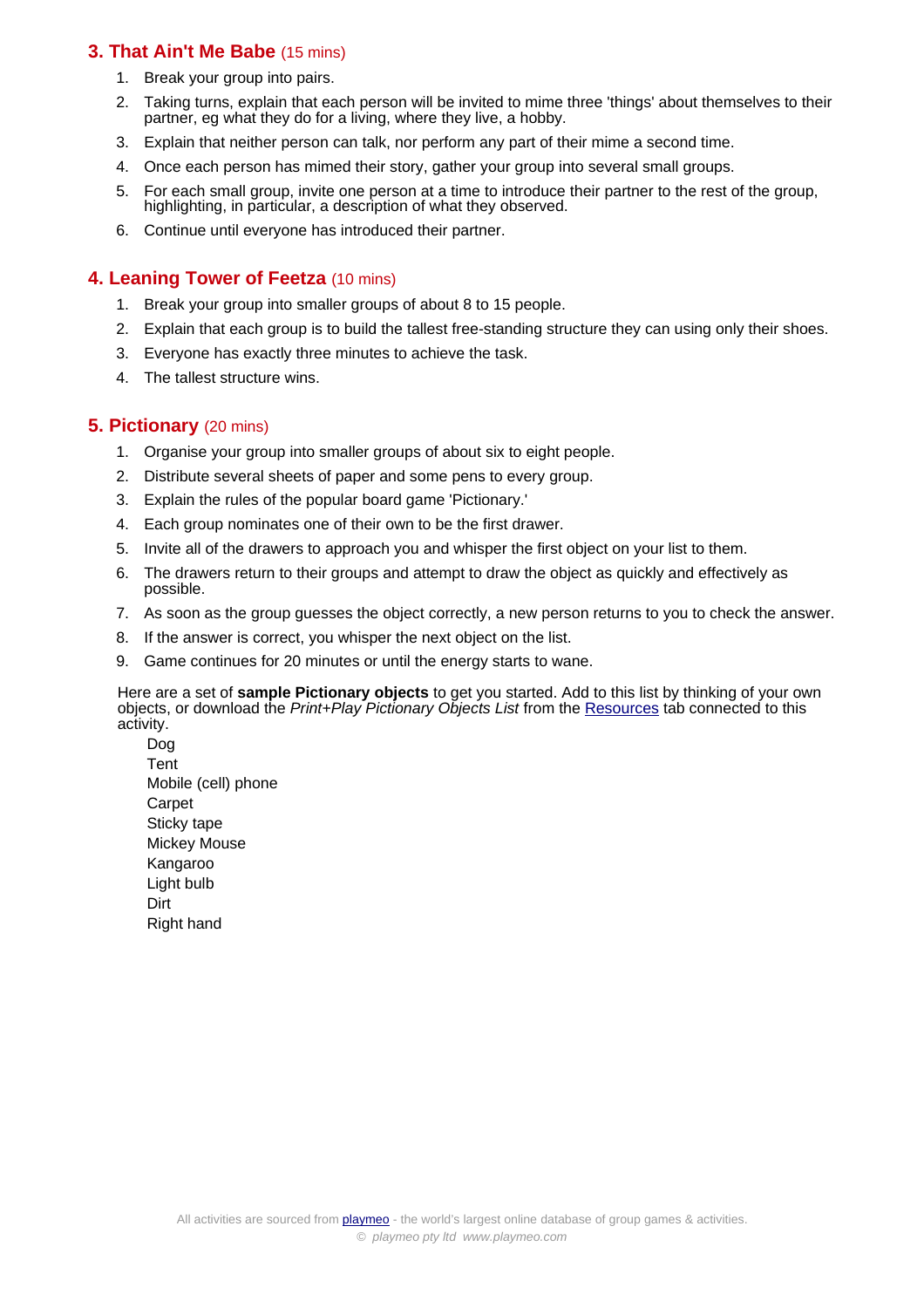## 3. That Ain't Me Babe (15 mins)

1. Break your group into pairs.
2. Taking turns, explain that each person will be invited to mime three 'things' about themselves to their partner, eg what they do for a living, where they live, a hobby.
3. Explain that neither person can talk, nor perform any part of their mime a second time.
4. Once each person has mimed their story, gather your group into several small groups.
5. For each small group, invite one person at a time to introduce their partner to the rest of the group, highlighting, in particular, a description of what they observed.
6. Continue until everyone has introduced their partner.

## 4. Leaning Tower of Feetza (10 mins)

1. Break your group into smaller groups of about 8 to 15 people.
2. Explain that each group is to build the tallest free-standing structure they can using only their shoes.
3. Everyone has exactly three minutes to achieve the task.
4. The tallest structure wins.

## 5. Pictionary (20 mins)

1. Organise your group into smaller groups of about six to eight people.
2. Distribute several sheets of paper and some pens to every group.
3. Explain the rules of the popular board game 'Pictionary.'
4. Each group nominates one of their own to be the first drawer.
5. Invite all of the drawers to approach you and whisper the first object on your list to them.
6. The drawers return to their groups and attempt to draw the object as quickly and effectively as possible.
7. As soon as the group guesses the object correctly, a new person returns to you to check the answer.
8. If the answer is correct, you whisper the next object on the list.
9. Game continues for 20 minutes or until the energy starts to wane.

Here are a set of **sample Pictionary objects** to get you started. Add to this list by thinking of your own objects, or download the *Print+Play Pictionary Objects List* from the Resources tab connected to this activity.

Dog
Tent
Mobile (cell) phone
Carpet
Sticky tape
Mickey Mouse
Kangaroo
Light bulb
Dirt
Right hand

All activities are sourced from playmeo - the world's largest online database of group games & activities.
© playmeo pty ltd www.playmeo.com